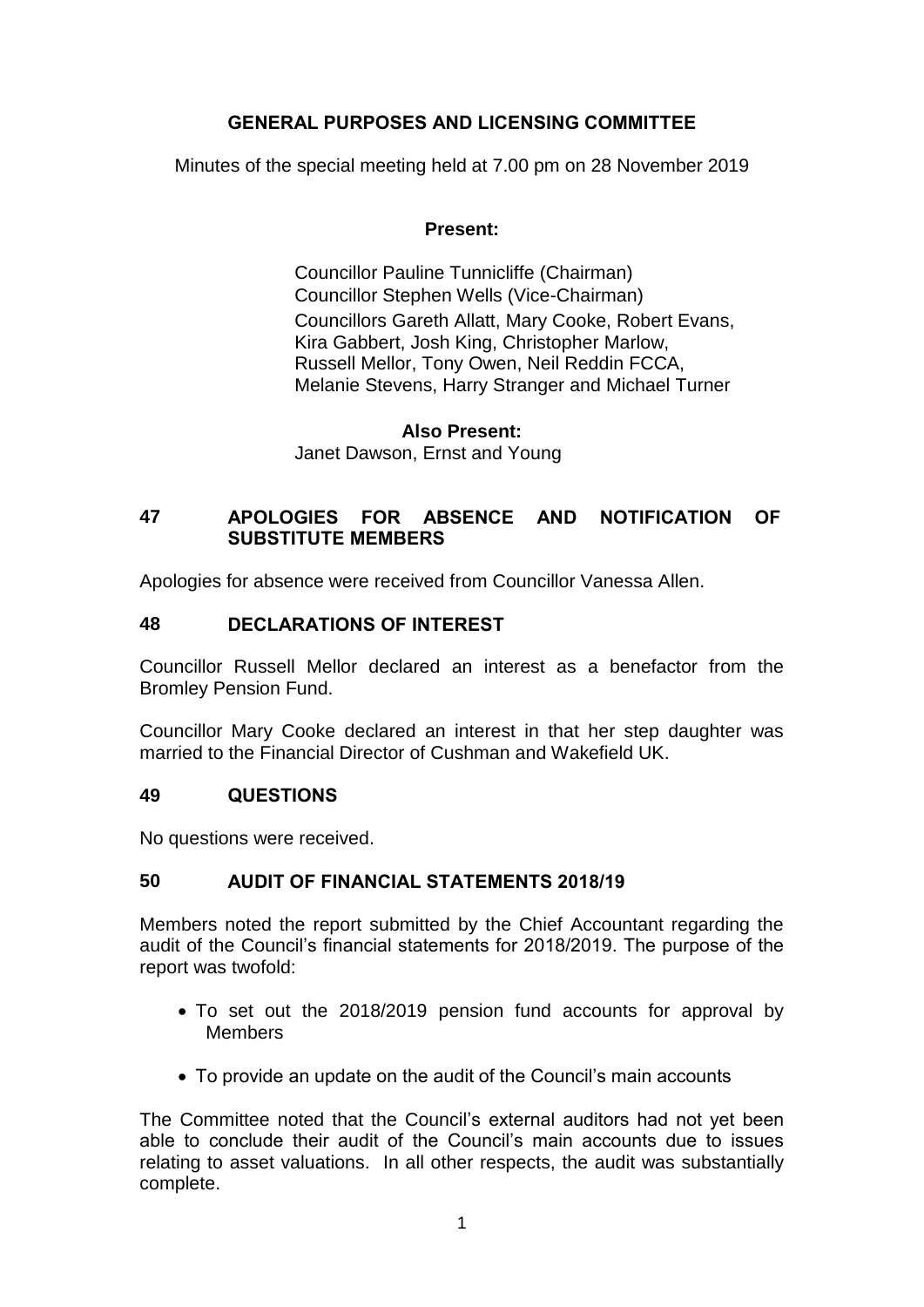# GENERAL PURPOSES AND LICENSING COMMITTEE

Minutes of the special meeting held at 7.00 pm on 28 November 2019

**Present:**

Councillor Pauline Tunnicliffe (Chairman)
Councillor Stephen Wells (Vice-Chairman)
Councillors Gareth Allatt, Mary Cooke, Robert Evans, Kira Gabbert, Josh King, Christopher Marlow, Russell Mellor, Tony Owen, Neil Reddin FCCA, Melanie Stevens, Harry Stranger and Michael Turner

**Also Present:**

Janet Dawson, Ernst and Young

## 47 APOLOGIES FOR ABSENCE AND NOTIFICATION OF SUBSTITUTE MEMBERS

Apologies for absence were received from Councillor Vanessa Allen.

## 48 DECLARATIONS OF INTEREST

Councillor Russell Mellor declared an interest as a benefactor from the Bromley Pension Fund.

Councillor Mary Cooke declared an interest in that her step daughter was married to the Financial Director of Cushman and Wakefield UK.

## 49 QUESTIONS

No questions were received.

## 50 AUDIT OF FINANCIAL STATEMENTS 2018/19

Members noted the report submitted by the Chief Accountant regarding the audit of the Council's financial statements for 2018/2019. The purpose of the report was twofold:

- To set out the 2018/2019 pension fund accounts for approval by Members
- To provide an update on the audit of the Council's main accounts

The Committee noted that the Council's external auditors had not yet been able to conclude their audit of the Council's main accounts due to issues relating to asset valuations. In all other respects, the audit was substantially complete.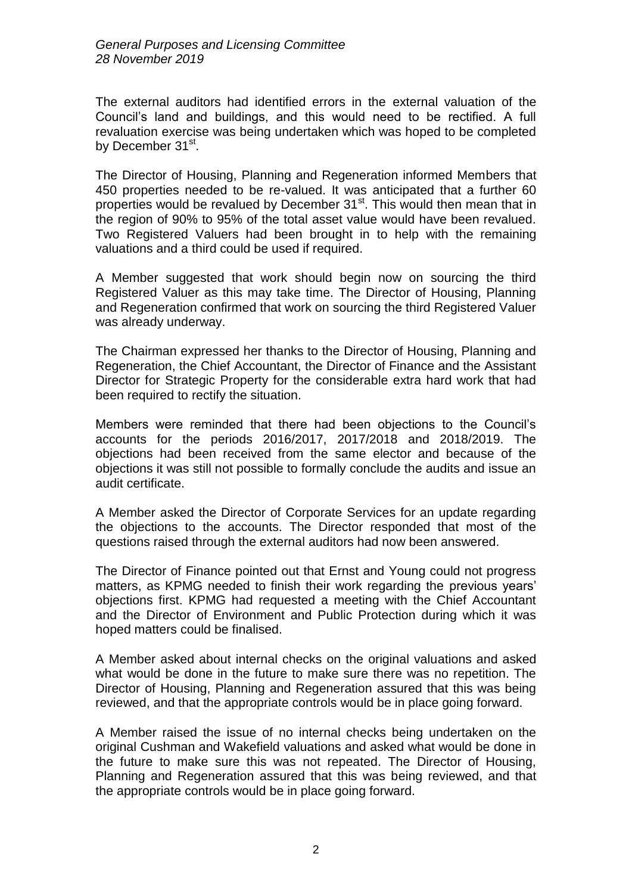The external auditors had identified errors in the external valuation of the Council's land and buildings, and this would need to be rectified. A full revaluation exercise was being undertaken which was hoped to be completed by December 31st.

The Director of Housing, Planning and Regeneration informed Members that 450 properties needed to be re-valued. It was anticipated that a further 60 properties would be revalued by December 31st. This would then mean that in the region of 90% to 95% of the total asset value would have been revalued. Two Registered Valuers had been brought in to help with the remaining valuations and a third could be used if required.

A Member suggested that work should begin now on sourcing the third Registered Valuer as this may take time. The Director of Housing, Planning and Regeneration confirmed that work on sourcing the third Registered Valuer was already underway.

The Chairman expressed her thanks to the Director of Housing, Planning and Regeneration, the Chief Accountant, the Director of Finance and the Assistant Director for Strategic Property for the considerable extra hard work that had been required to rectify the situation.

Members were reminded that there had been objections to the Council's accounts for the periods 2016/2017, 2017/2018 and 2018/2019. The objections had been received from the same elector and because of the objections it was still not possible to formally conclude the audits and issue an audit certificate.

A Member asked the Director of Corporate Services for an update regarding the objections to the accounts. The Director responded that most of the questions raised through the external auditors had now been answered.

The Director of Finance pointed out that Ernst and Young could not progress matters, as KPMG needed to finish their work regarding the previous years' objections first. KPMG had requested a meeting with the Chief Accountant and the Director of Environment and Public Protection during which it was hoped matters could be finalised.

A Member asked about internal checks on the original valuations and asked what would be done in the future to make sure there was no repetition. The Director of Housing, Planning and Regeneration assured that this was being reviewed, and that the appropriate controls would be in place going forward.

A Member raised the issue of no internal checks being undertaken on the original Cushman and Wakefield valuations and asked what would be done in the future to make sure this was not repeated. The Director of Housing, Planning and Regeneration assured that this was being reviewed, and that the appropriate controls would be in place going forward.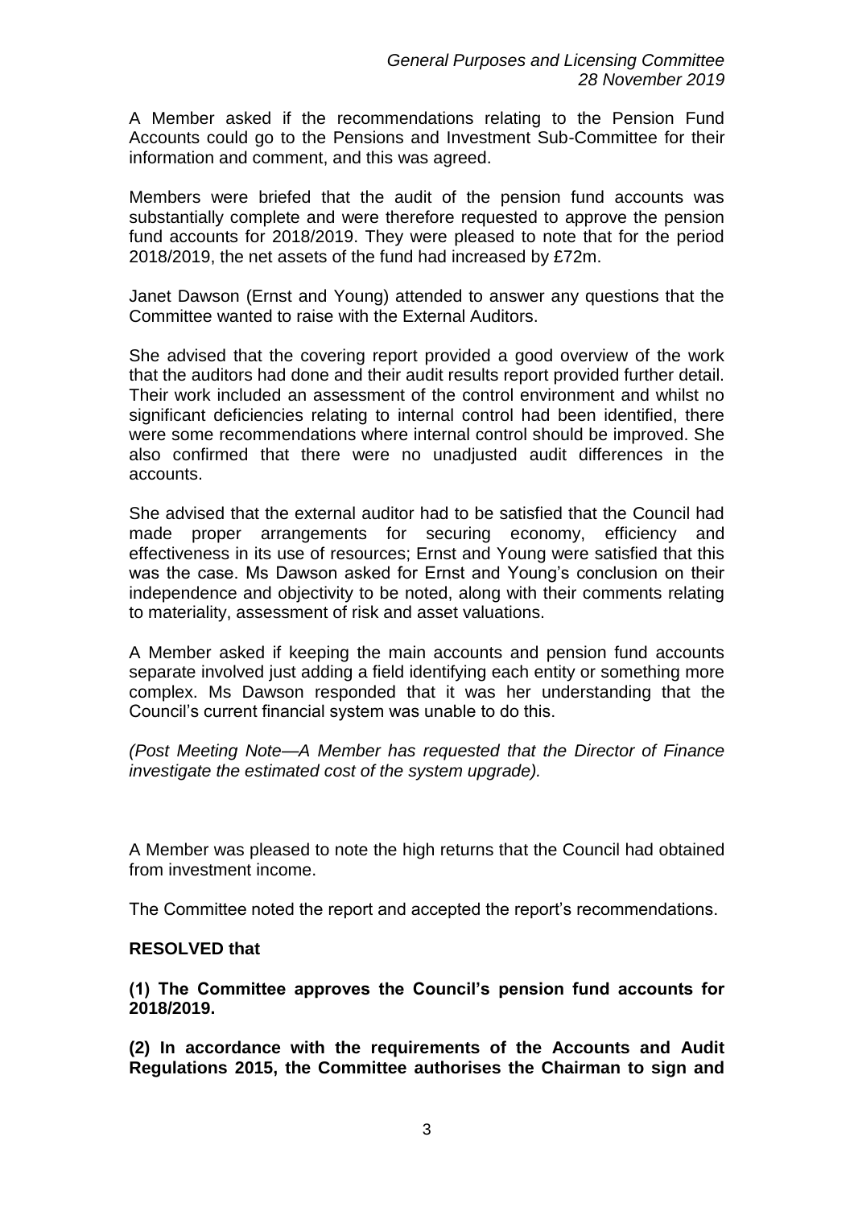A Member asked if the recommendations relating to the Pension Fund Accounts could go to the Pensions and Investment Sub-Committee for their information and comment, and this was agreed.

Members were briefed that the audit of the pension fund accounts was substantially complete and were therefore requested to approve the pension fund accounts for 2018/2019. They were pleased to note that for the period 2018/2019, the net assets of the fund had increased by £72m.

Janet Dawson (Ernst and Young) attended to answer any questions that the Committee wanted to raise with the External Auditors.

She advised that the covering report provided a good overview of the work that the auditors had done and their audit results report provided further detail. Their work included an assessment of the control environment and whilst no significant deficiencies relating to internal control had been identified, there were some recommendations where internal control should be improved. She also confirmed that there were no unadjusted audit differences in the accounts.

She advised that the external auditor had to be satisfied that the Council had made proper arrangements for securing economy, efficiency and effectiveness in its use of resources; Ernst and Young were satisfied that this was the case. Ms Dawson asked for Ernst and Young's conclusion on their independence and objectivity to be noted, along with their comments relating to materiality, assessment of risk and asset valuations.

A Member asked if keeping the main accounts and pension fund accounts separate involved just adding a field identifying each entity or something more complex. Ms Dawson responded that it was her understanding that the Council's current financial system was unable to do this.

*(Post Meeting Note—A Member has requested that the Director of Finance investigate the estimated cost of the system upgrade).*

A Member was pleased to note the high returns that the Council had obtained from investment income.

The Committee noted the report and accepted the report's recommendations.

**RESOLVED that**

**(1) The Committee approves the Council's pension fund accounts for 2018/2019.**

**(2) In accordance with the requirements of the Accounts and Audit Regulations 2015, the Committee authorises the Chairman to sign and**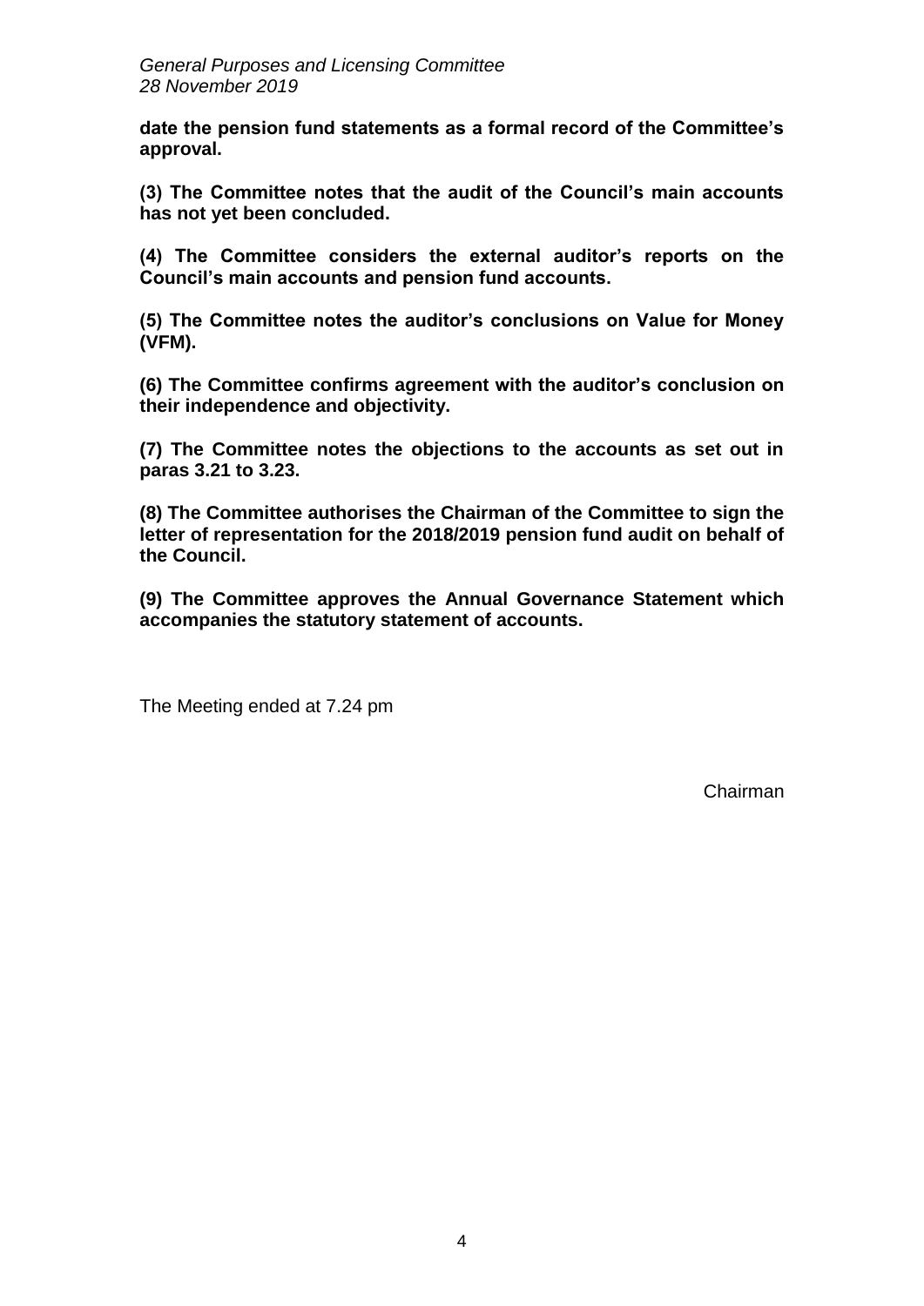**date the pension fund statements as a formal record of the Committee's approval.**

**(3) The Committee notes that the audit of the Council's main accounts has not yet been concluded.**

**(4) The Committee considers the external auditor's reports on the Council's main accounts and pension fund accounts.**

**(5) The Committee notes the auditor's conclusions on Value for Money (VFM).**

**(6) The Committee confirms agreement with the auditor's conclusion on their independence and objectivity.**

**(7) The Committee notes the objections to the accounts as set out in paras 3.21 to 3.23.**

**(8) The Committee authorises the Chairman of the Committee to sign the letter of representation for the 2018/2019 pension fund audit on behalf of the Council.**

**(9) The Committee approves the Annual Governance Statement which accompanies the statutory statement of accounts.**

The Meeting ended at 7.24 pm

Chairman